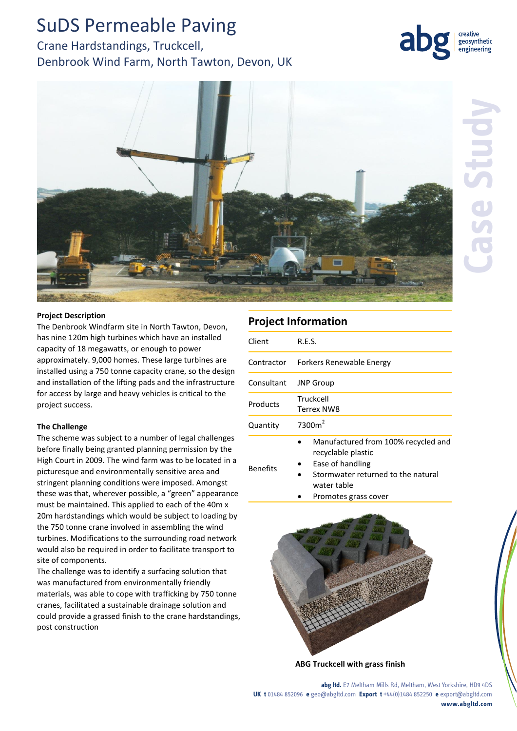# SuDS Permeable Paving

## Crane Hardstandings, Truckcell, Denbrook Wind Farm, North Tawton, Devon, UK

Case Study

**Project Description**

The Denbrook Windfarm site in North Tawton, Devon, has nine 120m high turbines which have an installed capacity of 18 megawatts, or enough to power approximately. 9,000 homes. These large turbines are installed using a 750 tonne capacity crane, so the design and installation of the lifting pads and the infrastructure for access by large and heavy vehicles is critical to the project success.

**The Challenge**

The scheme was subject to a number of legal challenges before finally being granted planning permission by the High Court in 2009. The wind farm was to be located in a picturesque and environmentally sensitive area and stringent planning conditions were imposed. Amongst these was that, wherever possible, a "green" appearance must be maintained. This applied to each of the 40m x 20m hardstandings which would be subject to loading by the 750 tonne crane involved in assembling the wind turbines. Modifications to the surrounding road network would also be required in order to facilitate transport to site of components.

The challenge was to identify a surfacing solution that was manufactured from environmentally friendly materials, was able to cope with trafficking by 750 tonne cranes, facilitated a sustainable drainage solution and could provide a grassed finish to the crane hardstandings, post construction

## Project Information

| | |
|---|---|
| Client | R.E.S. |
| Contractor | Forkers Renewable Energy |
| Consultant | JNP Group |
| Products | Truckcell<br>Terrex NW8 |
| Quantity | 7300m$^2$ |
| Benefits | • Manufactured from 100% recycled and recyclable plastic<br>• Ease of handling<br>• Stormwater returned to the natural water table<br>• Promotes grass cover |

**ABG Truckcell with grass finish**

**abg ltd.** E7 Meltham Mills Rd, Meltham, West Yorkshire, HD9 4DS
**UK t** 01484 852096 **e** geo@abgltd.com **Export t** +44(0)1484 852250 **e** export@abgltd.com
**www.abgltd.com**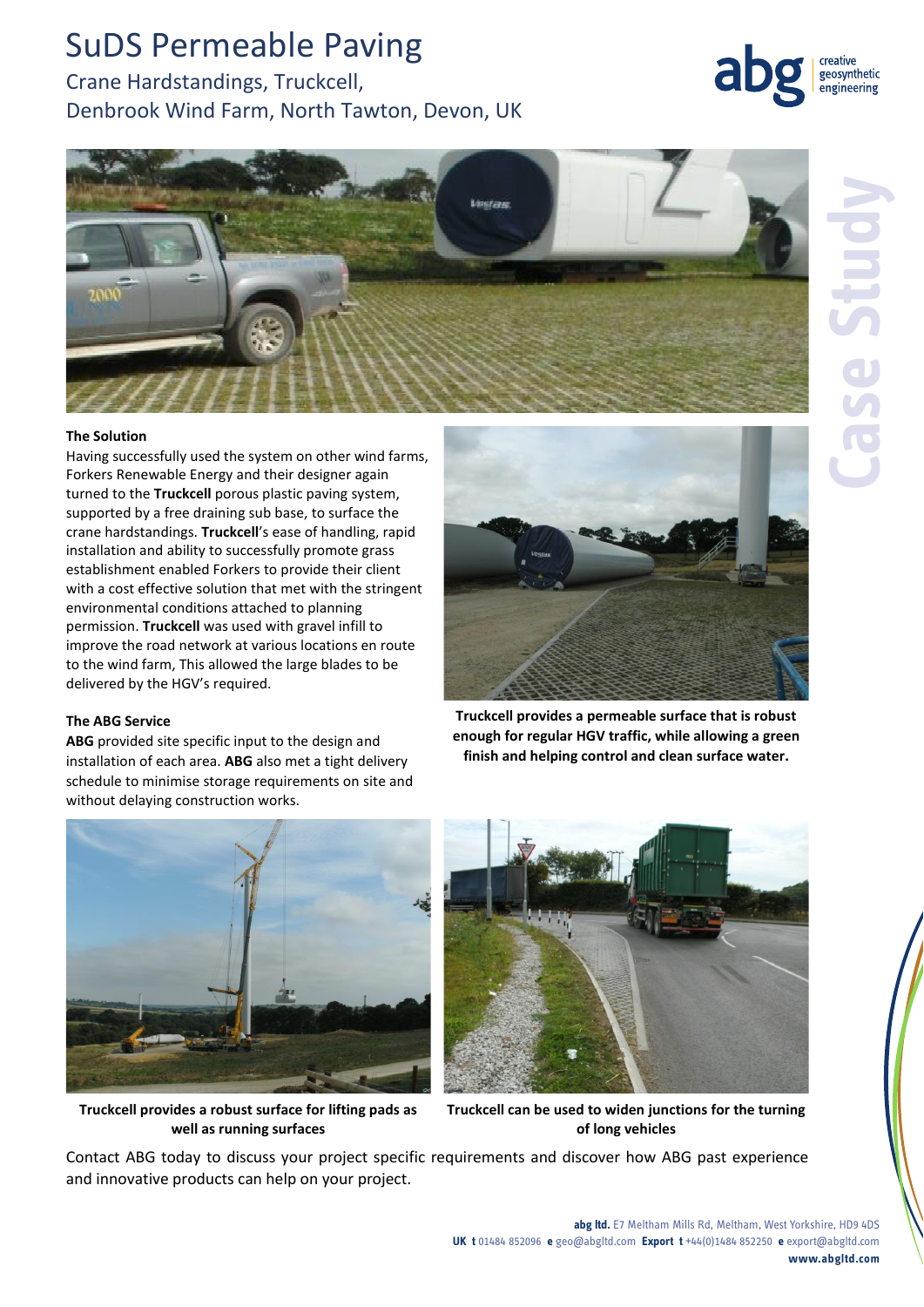# SuDS Permeable Paving

## Crane Hardstandings, Truckcell, Denbrook Wind Farm, North Tawton, Devon, UK

### The Solution

Having successfully used the system on other wind farms, Forkers Renewable Energy and their designer again turned to the **Truckcell** porous plastic paving system, supported by a free draining sub base, to surface the crane hardstandings. **Truckcell**'s ease of handling, rapid installation and ability to successfully promote grass establishment enabled Forkers to provide their client with a cost effective solution that met with the stringent environmental conditions attached to planning permission. **Truckcell** was used with gravel infill to improve the road network at various locations en route to the wind farm, This allowed the large blades to be delivered by the HGV's required.

**Truckcell provides a permeable surface that is robust enough for regular HGV traffic, while allowing a green finish and helping control and clean surface water.**

### The ABG Service

**ABG** provided site specific input to the design and installation of each area. **ABG** also met a tight delivery schedule to minimise storage requirements on site and without delaying construction works.

**Truckcell provides a robust surface for lifting pads as well as running surfaces**

**Truckcell can be used to widen junctions for the turning of long vehicles**

Contact ABG today to discuss your project specific requirements and discover how ABG past experience and innovative products can help on your project.

**abg ltd.** E7 Meltham Mills Rd, Meltham, West Yorkshire, HD9 4DS
**UK t** 01484 852096 **e** geo@abgltd.com **Export t** +44(0)1484 852250 **e** export@abgltd.com
**www.abgltd.com**